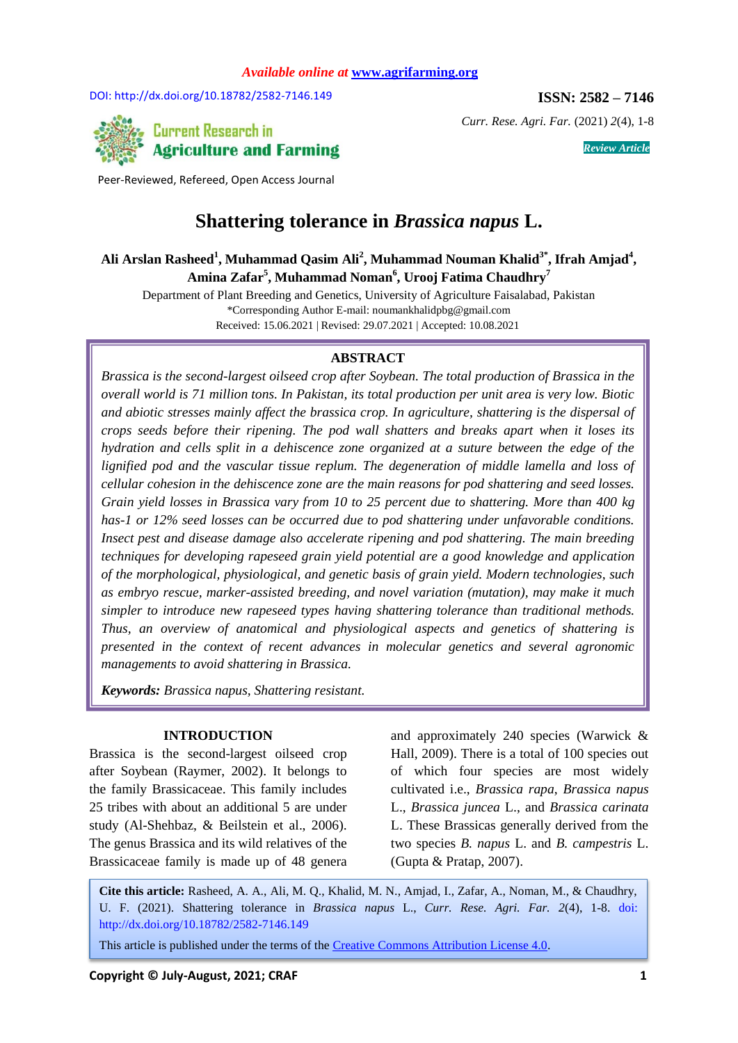Available online at www.agrifarming.org

DOI: http://dx.doi.org/10.18782/2582-7146.149

**ISSN: 2582 – 7146**

*Curr. Rese. Agri. Far.* (2021) *2*(4), 1-8

**Current Research in Agriculture and Farming**

Peer-Reviewed, Refereed, Open Access Journal

*Review Article*

# Shattering tolerance in *Brassica napus* L.

**Ali Arslan Rasheed[1], Muhammad Qasim Ali[2], Muhammad Nouman Khalid[3*], Ifrah Amjad[4], Amina Zafar[5], Muhammad Noman[6], Urooj Fatima Chaudhry[7]**

Department of Plant Breeding and Genetics, University of Agriculture Faisalabad, Pakistan

*Corresponding Author E-mail: noumankhalidpbg@gmail.com

Received: 15.06.2021 | Revised: 29.07.2021 | Accepted: 10.08.2021

## ABSTRACT

*Brassica is the second-largest oilseed crop after Soybean. The total production of Brassica in the overall world is 71 million tons. In Pakistan, its total production per unit area is very low. Biotic and abiotic stresses mainly affect the brassica crop. In agriculture, shattering is the dispersal of crops seeds before their ripening. The pod wall shatters and breaks apart when it loses its hydration and cells split in a dehiscence zone organized at a suture between the edge of the lignified pod and the vascular tissue replum. The degeneration of middle lamella and loss of cellular cohesion in the dehiscence zone are the main reasons for pod shattering and seed losses. Grain yield losses in Brassica vary from 10 to 25 percent due to shattering. More than 400 kg has-1 or 12% seed losses can be occurred due to pod shattering under unfavorable conditions. Insect pest and disease damage also accelerate ripening and pod shattering. The main breeding techniques for developing rapeseed grain yield potential are a good knowledge and application of the morphological, physiological, and genetic basis of grain yield. Modern technologies, such as embryo rescue, marker-assisted breeding, and novel variation (mutation), may make it much simpler to introduce new rapeseed types having shattering tolerance than traditional methods. Thus, an overview of anatomical and physiological aspects and genetics of shattering is presented in the context of recent advances in molecular genetics and several agronomic managements to avoid shattering in Brassica.*

***Keywords:*** *Brassica napus, Shattering resistant.*

## INTRODUCTION

Brassica is the second-largest oilseed crop after Soybean (Raymer, 2002). It belongs to the family Brassicaceae. This family includes 25 tribes with about an additional 5 are under study (Al-Shehbaz, & Beilstein et al., 2006). The genus Brassica and its wild relatives of the Brassicaceae family is made up of 48 genera and approximately 240 species (Warwick & Hall, 2009). There is a total of 100 species out of which four species are most widely cultivated i.e., *Brassica rapa*, *Brassica napus* L., *Brassica juncea* L., and *Brassica carinata* L. These Brassicas generally derived from the two species *B. napus* L. and *B. campestris* L. (Gupta & Pratap, 2007).

**Cite this article:** Rasheed, A. A., Ali, M. Q., Khalid, M. N., Amjad, I., Zafar, A., Noman, M., & Chaudhry, U. F. (2021). Shattering tolerance in *Brassica napus* L., *Curr. Rese. Agri. Far. 2*(4), 1-8. doi: http://dx.doi.org/10.18782/2582-7146.149

This article is published under the terms of the Creative Commons Attribution License 4.0.

**Copyright © July-August, 2021; CRAF**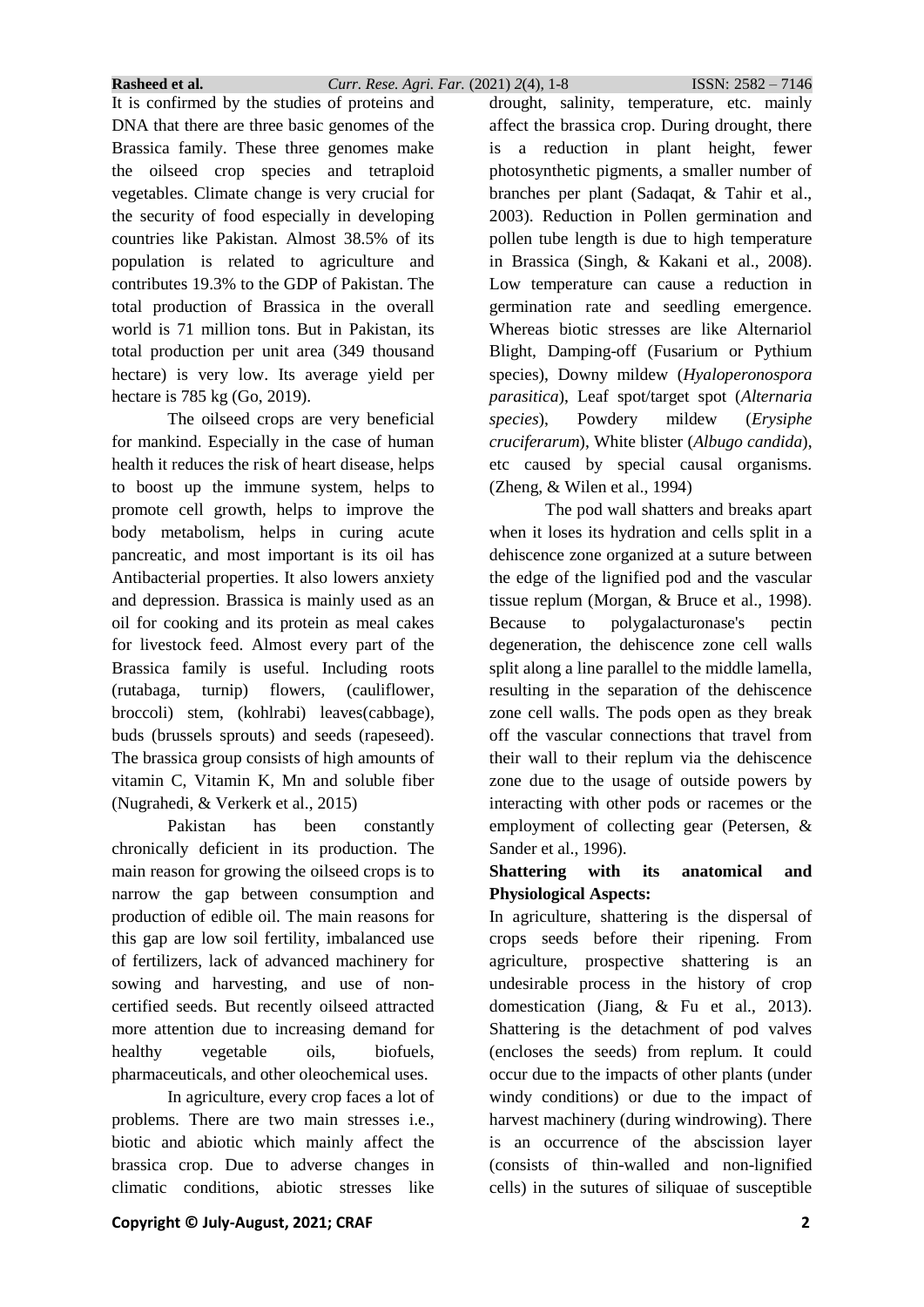It is confirmed by the studies of proteins and DNA that there are three basic genomes of the Brassica family. These three genomes make the oilseed crop species and tetraploid vegetables. Climate change is very crucial for the security of food especially in developing countries like Pakistan. Almost 38.5% of its population is related to agriculture and contributes 19.3% to the GDP of Pakistan. The total production of Brassica in the overall world is 71 million tons. But in Pakistan, its total production per unit area (349 thousand hectare) is very low. Its average yield per hectare is 785 kg (Go, 2019).

The oilseed crops are very beneficial for mankind. Especially in the case of human health it reduces the risk of heart disease, helps to boost up the immune system, helps to promote cell growth, helps to improve the body metabolism, helps in curing acute pancreatic, and most important is its oil has Antibacterial properties. It also lowers anxiety and depression. Brassica is mainly used as an oil for cooking and its protein as meal cakes for livestock feed. Almost every part of the Brassica family is useful. Including roots (rutabaga, turnip) flowers, (cauliflower, broccoli) stem, (kohlrabi) leaves(cabbage), buds (brussels sprouts) and seeds (rapeseed). The brassica group consists of high amounts of vitamin C, Vitamin K, Mn and soluble fiber (Nugrahedi, & Verkerk et al., 2015)

Pakistan has been constantly chronically deficient in its production. The main reason for growing the oilseed crops is to narrow the gap between consumption and production of edible oil. The main reasons for this gap are low soil fertility, imbalanced use of fertilizers, lack of advanced machinery for sowing and harvesting, and use of non-certified seeds. But recently oilseed attracted more attention due to increasing demand for healthy vegetable oils, biofuels, pharmaceuticals, and other oleochemical uses.

In agriculture, every crop faces a lot of problems. There are two main stresses i.e., biotic and abiotic which mainly affect the brassica crop. Due to adverse changes in climatic conditions, abiotic stresses like drought, salinity, temperature, etc. mainly affect the brassica crop. During drought, there is a reduction in plant height, fewer photosynthetic pigments, a smaller number of branches per plant (Sadaqat, & Tahir et al., 2003). Reduction in Pollen germination and pollen tube length is due to high temperature in Brassica (Singh, & Kakani et al., 2008). Low temperature can cause a reduction in germination rate and seedling emergence. Whereas biotic stresses are like Alternariol Blight, Damping-off (Fusarium or Pythium species), Downy mildew (*Hyaloperonospora parasitica*), Leaf spot/target spot (*Alternaria species*), Powdery mildew (*Erysiphe cruciferarum*), White blister (*Albugo candida*), etc caused by special causal organisms. (Zheng, & Wilen et al., 1994)

The pod wall shatters and breaks apart when it loses its hydration and cells split in a dehiscence zone organized at a suture between the edge of the lignified pod and the vascular tissue replum (Morgan, & Bruce et al., 1998). Because to polygalacturonase's pectin degeneration, the dehiscence zone cell walls split along a line parallel to the middle lamella, resulting in the separation of the dehiscence zone cell walls. The pods open as they break off the vascular connections that travel from their wall to their replum via the dehiscence zone due to the usage of outside powers by interacting with other pods or racemes or the employment of collecting gear (Petersen, & Sander et al., 1996).

**Shattering with its anatomical and Physiological Aspects:**

In agriculture, shattering is the dispersal of crops seeds before their ripening. From agriculture, prospective shattering is an undesirable process in the history of crop domestication (Jiang, & Fu et al., 2013). Shattering is the detachment of pod valves (encloses the seeds) from replum. It could occur due to the impacts of other plants (under windy conditions) or due to the impact of harvest machinery (during windrowing). There is an occurrence of the abscission layer (consists of thin-walled and non-lignified cells) in the sutures of siliquae of susceptible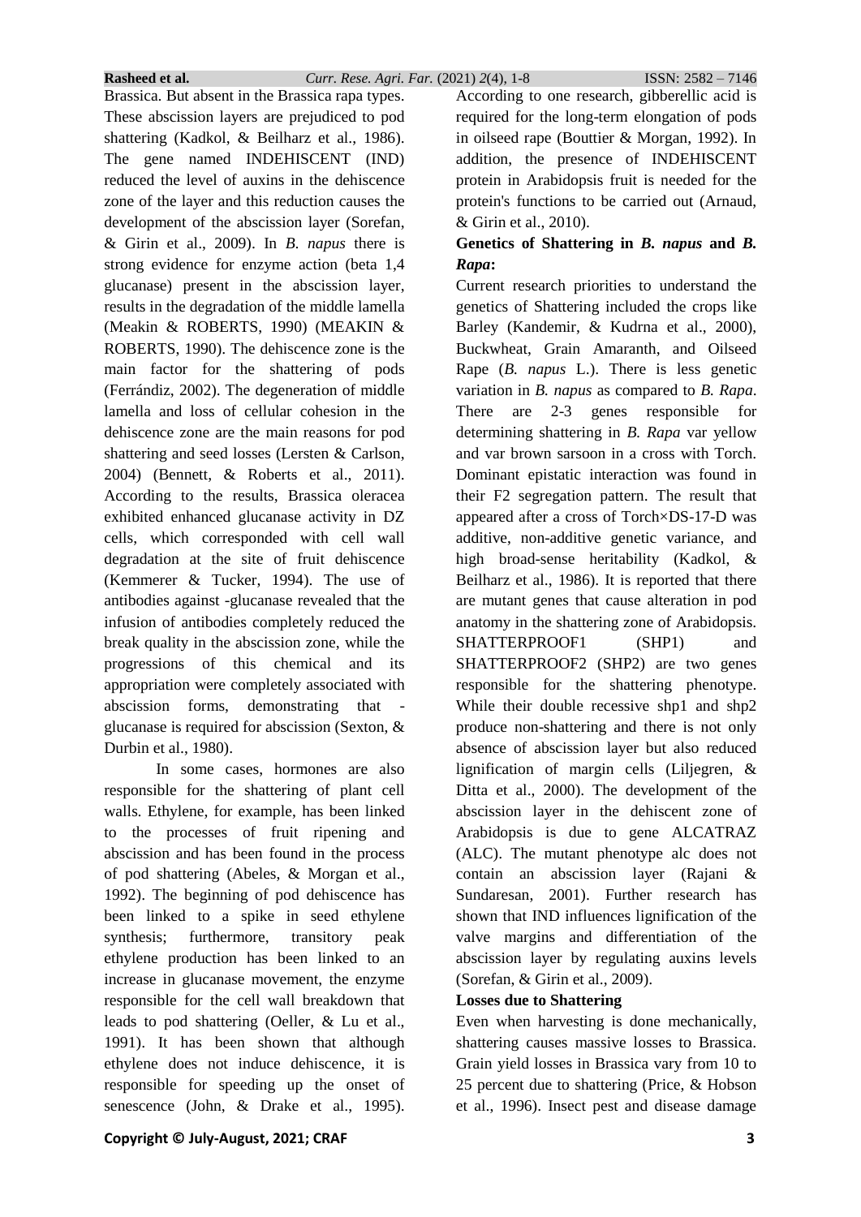Brassica. But absent in the Brassica rapa types. These abscission layers are prejudiced to pod shattering (Kadkol, & Beilharz et al., 1986). The gene named INDEHISCENT (IND) reduced the level of auxins in the dehiscence zone of the layer and this reduction causes the development of the abscission layer (Sorefan, & Girin et al., 2009). In *B. napus* there is strong evidence for enzyme action (beta 1,4 glucanase) present in the abscission layer, results in the degradation of the middle lamella (Meakin & ROBERTS, 1990) (MEAKIN & ROBERTS, 1990). The dehiscence zone is the main factor for the shattering of pods (Ferrándiz, 2002). The degeneration of middle lamella and loss of cellular cohesion in the dehiscence zone are the main reasons for pod shattering and seed losses (Lersten & Carlson, 2004) (Bennett, & Roberts et al., 2011). According to the results, Brassica oleracea exhibited enhanced glucanase activity in DZ cells, which corresponded with cell wall degradation at the site of fruit dehiscence (Kemmerer & Tucker, 1994). The use of antibodies against -glucanase revealed that the infusion of antibodies completely reduced the break quality in the abscission zone, while the progressions of this chemical and its appropriation were completely associated with abscission forms, demonstrating that -glucanase is required for abscission (Sexton, & Durbin et al., 1980).

In some cases, hormones are also responsible for the shattering of plant cell walls. Ethylene, for example, has been linked to the processes of fruit ripening and abscission and has been found in the process of pod shattering (Abeles, & Morgan et al., 1992). The beginning of pod dehiscence has been linked to a spike in seed ethylene synthesis; furthermore, transitory peak ethylene production has been linked to an increase in glucanase movement, the enzyme responsible for the cell wall breakdown that leads to pod shattering (Oeller, & Lu et al., 1991). It has been shown that although ethylene does not induce dehiscence, it is responsible for speeding up the onset of senescence (John, & Drake et al., 1995). According to one research, gibberellic acid is required for the long-term elongation of pods in oilseed rape (Bouttier & Morgan, 1992). In addition, the presence of INDEHISCENT protein in Arabidopsis fruit is needed for the protein's functions to be carried out (Arnaud, & Girin et al., 2010).

**Genetics of Shattering in *B. napus* and *B. Rapa*:**

Current research priorities to understand the genetics of Shattering included the crops like Barley (Kandemir, & Kudrna et al., 2000), Buckwheat, Grain Amaranth, and Oilseed Rape (*B. napus* L.). There is less genetic variation in *B. napus* as compared to *B. Rapa*. There are 2-3 genes responsible for determining shattering in *B. Rapa* var yellow and var brown sarsoon in a cross with Torch. Dominant epistatic interaction was found in their F2 segregation pattern. The result that appeared after a cross of Torch×DS-17-D was additive, non-additive genetic variance, and high broad-sense heritability (Kadkol, & Beilharz et al., 1986). It is reported that there are mutant genes that cause alteration in pod anatomy in the shattering zone of Arabidopsis. SHATTERPROOF1 (SHP1) and SHATTERPROOF2 (SHP2) are two genes responsible for the shattering phenotype. While their double recessive shp1 and shp2 produce non-shattering and there is not only absence of abscission layer but also reduced lignification of margin cells (Liljegren, & Ditta et al., 2000). The development of the abscission layer in the dehiscent zone of Arabidopsis is due to gene ALCATRAZ (ALC). The mutant phenotype alc does not contain an abscission layer (Rajani & Sundaresan, 2001). Further research has shown that IND influences lignification of the valve margins and differentiation of the abscission layer by regulating auxins levels (Sorefan, & Girin et al., 2009).

**Losses due to Shattering**

Even when harvesting is done mechanically, shattering causes massive losses to Brassica. Grain yield losses in Brassica vary from 10 to 25 percent due to shattering (Price, & Hobson et al., 1996). Insect pest and disease damage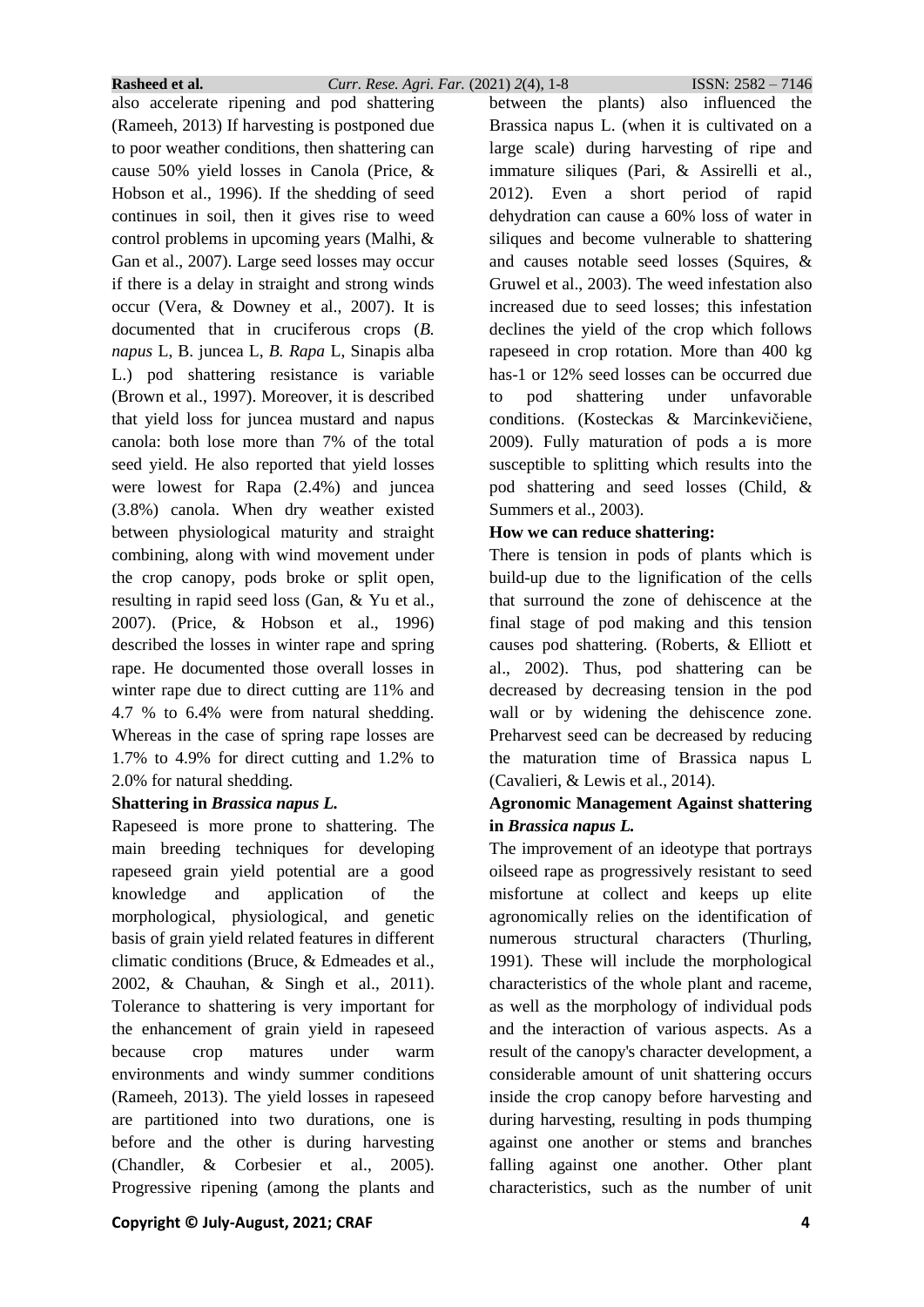also accelerate ripening and pod shattering (Rameeh, 2013) If harvesting is postponed due to poor weather conditions, then shattering can cause 50% yield losses in Canola (Price, & Hobson et al., 1996). If the shedding of seed continues in soil, then it gives rise to weed control problems in upcoming years (Malhi, & Gan et al., 2007). Large seed losses may occur if there is a delay in straight and strong winds occur (Vera, & Downey et al., 2007). It is documented that in cruciferous crops (*B. napus* L, B. juncea L, *B. Rapa* L, Sinapis alba L.) pod shattering resistance is variable (Brown et al., 1997). Moreover, it is described that yield loss for juncea mustard and napus canola: both lose more than 7% of the total seed yield. He also reported that yield losses were lowest for Rapa (2.4%) and juncea (3.8%) canola. When dry weather existed between physiological maturity and straight combining, along with wind movement under the crop canopy, pods broke or split open, resulting in rapid seed loss (Gan, & Yu et al., 2007). (Price, & Hobson et al., 1996) described the losses in winter rape and spring rape. He documented those overall losses in winter rape due to direct cutting are 11% and 4.7 % to 6.4% were from natural shedding. Whereas in the case of spring rape losses are 1.7% to 4.9% for direct cutting and 1.2% to 2.0% for natural shedding.

**Shattering in *Brassica napus L.***

Rapeseed is more prone to shattering. The main breeding techniques for developing rapeseed grain yield potential are a good knowledge and application of the morphological, physiological, and genetic basis of grain yield related features in different climatic conditions (Bruce, & Edmeades et al., 2002, & Chauhan, & Singh et al., 2011). Tolerance to shattering is very important for the enhancement of grain yield in rapeseed because crop matures under warm environments and windy summer conditions (Rameeh, 2013). The yield losses in rapeseed are partitioned into two durations, one is before and the other is during harvesting (Chandler, & Corbesier et al., 2005). Progressive ripening (among the plants and between the plants) also influenced the Brassica napus L. (when it is cultivated on a large scale) during harvesting of ripe and immature siliques (Pari, & Assirelli et al., 2012). Even a short period of rapid dehydration can cause a 60% loss of water in siliques and become vulnerable to shattering and causes notable seed losses (Squires, & Gruwel et al., 2003). The weed infestation also increased due to seed losses; this infestation declines the yield of the crop which follows rapeseed in crop rotation. More than 400 kg has-1 or 12% seed losses can be occurred due to pod shattering under unfavorable conditions. (Kosteckas & Marcinkevičiene, 2009). Fully maturation of pods a is more susceptible to splitting which results into the pod shattering and seed losses (Child, & Summers et al., 2003).

**How we can reduce shattering:**

There is tension in pods of plants which is build-up due to the lignification of the cells that surround the zone of dehiscence at the final stage of pod making and this tension causes pod shattering. (Roberts, & Elliott et al., 2002). Thus, pod shattering can be decreased by decreasing tension in the pod wall or by widening the dehiscence zone. Preharvest seed can be decreased by reducing the maturation time of Brassica napus L (Cavalieri, & Lewis et al., 2014).

**Agronomic Management Against shattering in *Brassica napus L.***

The improvement of an ideotype that portrays oilseed rape as progressively resistant to seed misfortune at collect and keeps up elite agronomically relies on the identification of numerous structural characters (Thurling, 1991). These will include the morphological characteristics of the whole plant and raceme, as well as the morphology of individual pods and the interaction of various aspects. As a result of the canopy's character development, a considerable amount of unit shattering occurs inside the crop canopy before harvesting and during harvesting, resulting in pods thumping against one another or stems and branches falling against one another. Other plant characteristics, such as the number of unit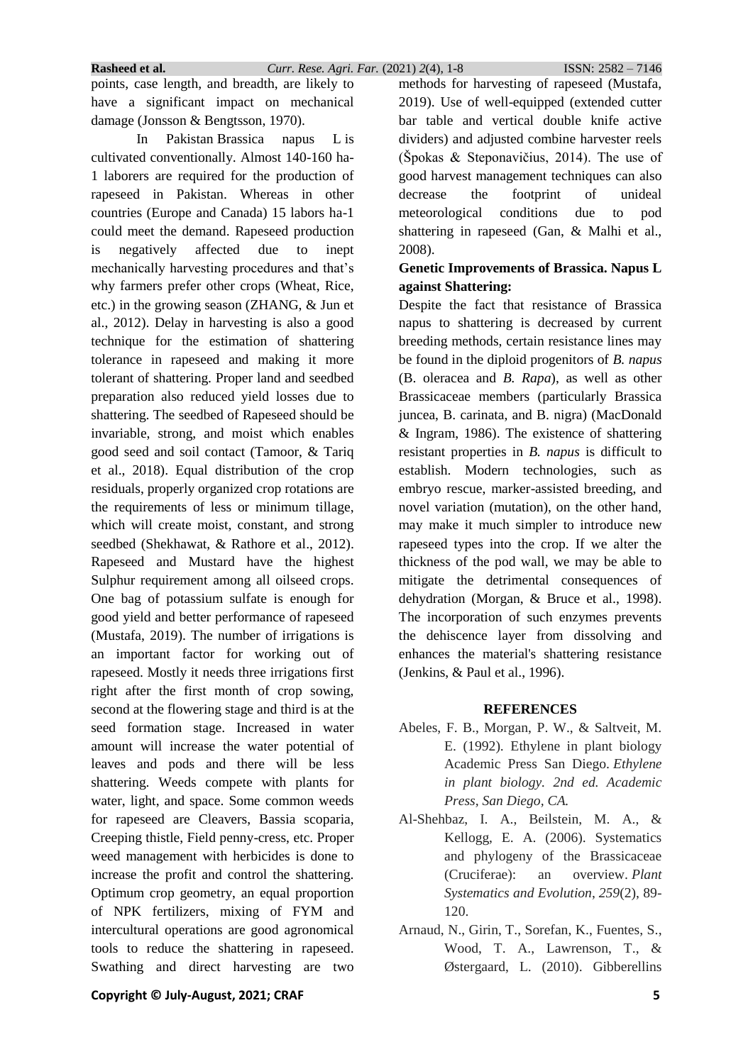points, case length, and breadth, are likely to have a significant impact on mechanical damage (Jonsson & Bengtsson, 1970).

In Pakistan Brassica napus L is cultivated conventionally. Almost 140-160 ha-1 laborers are required for the production of rapeseed in Pakistan. Whereas in other countries (Europe and Canada) 15 labors ha-1 could meet the demand. Rapeseed production is negatively affected due to inept mechanically harvesting procedures and that's why farmers prefer other crops (Wheat, Rice, etc.) in the growing season (ZHANG, & Jun et al., 2012). Delay in harvesting is also a good technique for the estimation of shattering tolerance in rapeseed and making it more tolerant of shattering. Proper land and seedbed preparation also reduced yield losses due to shattering. The seedbed of Rapeseed should be invariable, strong, and moist which enables good seed and soil contact (Tamoor, & Tariq et al., 2018). Equal distribution of the crop residuals, properly organized crop rotations are the requirements of less or minimum tillage, which will create moist, constant, and strong seedbed (Shekhawat, & Rathore et al., 2012). Rapeseed and Mustard have the highest Sulphur requirement among all oilseed crops. One bag of potassium sulfate is enough for good yield and better performance of rapeseed (Mustafa, 2019). The number of irrigations is an important factor for working out of rapeseed. Mostly it needs three irrigations first right after the first month of crop sowing, second at the flowering stage and third is at the seed formation stage. Increased in water amount will increase the water potential of leaves and pods and there will be less shattering. Weeds compete with plants for water, light, and space. Some common weeds for rapeseed are Cleavers, Bassia scoparia, Creeping thistle, Field penny-cress, etc. Proper weed management with herbicides is done to increase the profit and control the shattering. Optimum crop geometry, an equal proportion of NPK fertilizers, mixing of FYM and intercultural operations are good agronomical tools to reduce the shattering in rapeseed. Swathing and direct harvesting are two methods for harvesting of rapeseed (Mustafa, 2019). Use of well-equipped (extended cutter bar table and vertical double knife active dividers) and adjusted combine harvester reels (Špokas & Steponavičius, 2014). The use of good harvest management techniques can also decrease the footprint of unideal meteorological conditions due to pod shattering in rapeseed (Gan, & Malhi et al., 2008).

**Genetic Improvements of Brassica. Napus L against Shattering:**

Despite the fact that resistance of Brassica napus to shattering is decreased by current breeding methods, certain resistance lines may be found in the diploid progenitors of *B. napus* (B. oleracea and *B. Rapa*), as well as other Brassicaceae members (particularly Brassica juncea, B. carinata, and B. nigra) (MacDonald & Ingram, 1986). The existence of shattering resistant properties in *B. napus* is difficult to establish. Modern technologies, such as embryo rescue, marker-assisted breeding, and novel variation (mutation), on the other hand, may make it much simpler to introduce new rapeseed types into the crop. If we alter the thickness of the pod wall, we may be able to mitigate the detrimental consequences of dehydration (Morgan, & Bruce et al., 1998). The incorporation of such enzymes prevents the dehiscence layer from dissolving and enhances the material's shattering resistance (Jenkins, & Paul et al., 1996).

## REFERENCES

Abeles, F. B., Morgan, P. W., & Saltveit, M. E. (1992). Ethylene in plant biology Academic Press San Diego. *Ethylene in plant biology. 2nd ed. Academic Press, San Diego, CA.*

Al-Shehbaz, I. A., Beilstein, M. A., & Kellogg, E. A. (2006). Systematics and phylogeny of the Brassicaceae (Cruciferae): an overview. *Plant Systematics and Evolution*, *259*(2), 89-120.

Arnaud, N., Girin, T., Sorefan, K., Fuentes, S., Wood, T. A., Lawrenson, T., & Østergaard, L. (2010). Gibberellins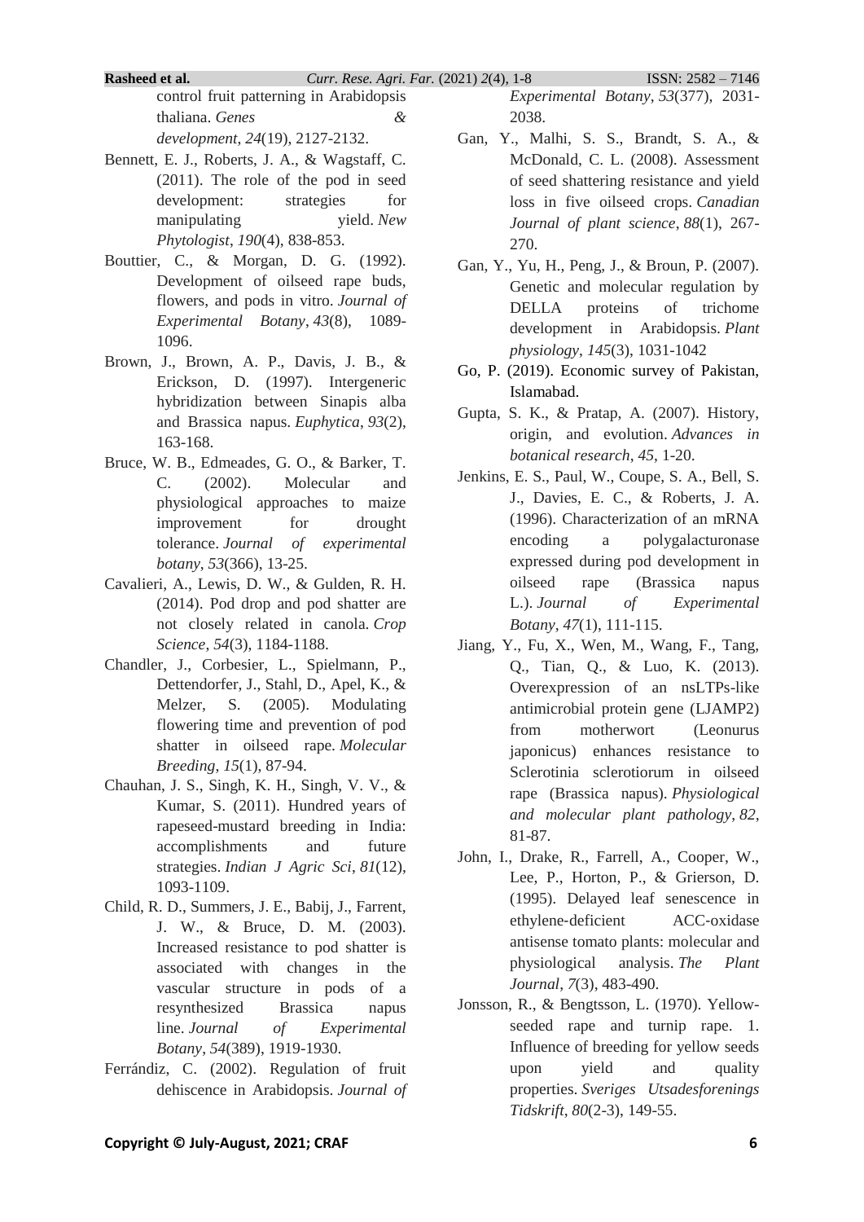control fruit patterning in Arabidopsis thaliana. *Genes & development*, *24*(19), 2127-2132.

Bennett, E. J., Roberts, J. A., & Wagstaff, C. (2011). The role of the pod in seed development: strategies for manipulating yield. *New Phytologist*, *190*(4), 838-853.

Bouttier, C., & Morgan, D. G. (1992). Development of oilseed rape buds, flowers, and pods in vitro. *Journal of Experimental Botany*, *43*(8), 1089-1096.

Brown, J., Brown, A. P., Davis, J. B., & Erickson, D. (1997). Intergeneric hybridization between Sinapis alba and Brassica napus. *Euphytica*, *93*(2), 163-168.

Bruce, W. B., Edmeades, G. O., & Barker, T. C. (2002). Molecular and physiological approaches to maize improvement for drought tolerance. *Journal of experimental botany*, *53*(366), 13-25.

Cavalieri, A., Lewis, D. W., & Gulden, R. H. (2014). Pod drop and pod shatter are not closely related in canola. *Crop Science*, *54*(3), 1184-1188.

Chandler, J., Corbesier, L., Spielmann, P., Dettendorfer, J., Stahl, D., Apel, K., & Melzer, S. (2005). Modulating flowering time and prevention of pod shatter in oilseed rape. *Molecular Breeding*, *15*(1), 87-94.

Chauhan, J. S., Singh, K. H., Singh, V. V., & Kumar, S. (2011). Hundred years of rapeseed-mustard breeding in India: accomplishments and future strategies. *Indian J Agric Sci*, *81*(12), 1093-1109.

Child, R. D., Summers, J. E., Babij, J., Farrent, J. W., & Bruce, D. M. (2003). Increased resistance to pod shatter is associated with changes in the vascular structure in pods of a resynthesized Brassica napus line. *Journal of Experimental Botany*, *54*(389), 1919-1930.

Ferrándiz, C. (2002). Regulation of fruit dehiscence in Arabidopsis. *Journal of Experimental Botany*, *53*(377), 2031-2038.

Gan, Y., Malhi, S. S., Brandt, S. A., & McDonald, C. L. (2008). Assessment of seed shattering resistance and yield loss in five oilseed crops. *Canadian Journal of plant science*, *88*(1), 267-270.

Gan, Y., Yu, H., Peng, J., & Broun, P. (2007). Genetic and molecular regulation by DELLA proteins of trichome development in Arabidopsis. *Plant physiology*, *145*(3), 1031-1042

Go, P. (2019). Economic survey of Pakistan, Islamabad.

Gupta, S. K., & Pratap, A. (2007). History, origin, and evolution. *Advances in botanical research*, *45*, 1-20.

Jenkins, E. S., Paul, W., Coupe, S. A., Bell, S. J., Davies, E. C., & Roberts, J. A. (1996). Characterization of an mRNA encoding a polygalacturonase expressed during pod development in oilseed rape (Brassica napus L.). *Journal of Experimental Botany*, *47*(1), 111-115.

Jiang, Y., Fu, X., Wen, M., Wang, F., Tang, Q., Tian, Q., & Luo, K. (2013). Overexpression of an nsLTPs-like antimicrobial protein gene (LJAMP2) from motherwort (Leonurus japonicus) enhances resistance to Sclerotinia sclerotiorum in oilseed rape (Brassica napus). *Physiological and molecular plant pathology*, *82*, 81-87.

John, I., Drake, R., Farrell, A., Cooper, W., Lee, P., Horton, P., & Grierson, D. (1995). Delayed leaf senescence in ethylene‐deficient ACC‐oxidase antisense tomato plants: molecular and physiological analysis. *The Plant Journal*, *7*(3), 483-490.

Jonsson, R., & Bengtsson, L. (1970). Yellow-seeded rape and turnip rape. 1. Influence of breeding for yellow seeds upon yield and quality properties. *Sveriges Utsadesforenings Tidskrift*, *80*(2-3), 149-55.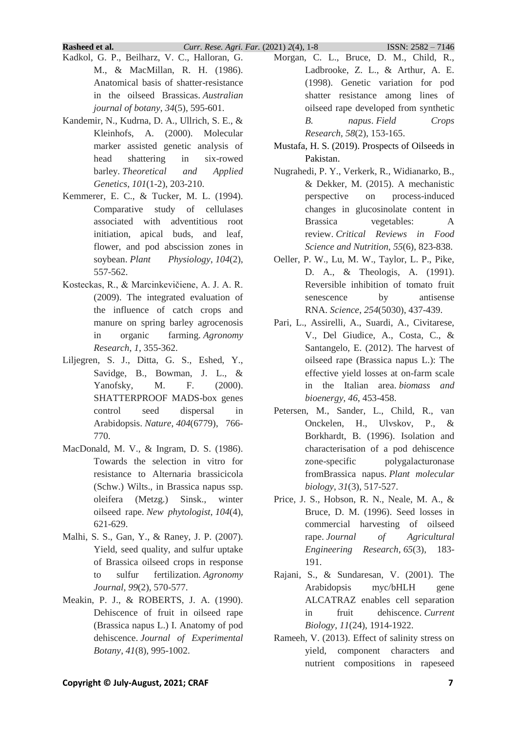Kadkol, G. P., Beilharz, V. C., Halloran, G. M., & MacMillan, R. H. (1986). Anatomical basis of shatter-resistance in the oilseed Brassicas. *Australian journal of botany*, *34*(5), 595-601.

Kandemir, N., Kudrna, D. A., Ullrich, S. E., & Kleinhofs, A. (2000). Molecular marker assisted genetic analysis of head shattering in six-rowed barley. *Theoretical and Applied Genetics*, *101*(1-2), 203-210.

Kemmerer, E. C., & Tucker, M. L. (1994). Comparative study of cellulases associated with adventitious root initiation, apical buds, and leaf, flower, and pod abscission zones in soybean. *Plant Physiology*, *104*(2), 557-562.

Kosteckas, R., & Marcinkevičiene, A. J. A. R. (2009). The integrated evaluation of the influence of catch crops and manure on spring barley agrocenosis in organic farming. *Agronomy Research*, *1*, 355-362.

Liljegren, S. J., Ditta, G. S., Eshed, Y., Savidge, B., Bowman, J. L., & Yanofsky, M. F. (2000). SHATTERPROOF MADS-box genes control seed dispersal in Arabidopsis. *Nature*, *404*(6779), 766-770.

MacDonald, M. V., & Ingram, D. S. (1986). Towards the selection in vitro for resistance to Alternaria brassicicola (Schw.) Wilts., in Brassica napus ssp. oleifera (Metzg.) Sinsk., winter oilseed rape. *New phytologist*, *104*(4), 621-629.

Malhi, S. S., Gan, Y., & Raney, J. P. (2007). Yield, seed quality, and sulfur uptake of Brassica oilseed crops in response to sulfur fertilization. *Agronomy Journal*, *99*(2), 570-577.

Meakin, P. J., & ROBERTS, J. A. (1990). Dehiscence of fruit in oilseed rape (Brassica napus L.) I. Anatomy of pod dehiscence. *Journal of Experimental Botany*, *41*(8), 995-1002.

Morgan, C. L., Bruce, D. M., Child, R., Ladbrooke, Z. L., & Arthur, A. E. (1998). Genetic variation for pod shatter resistance among lines of oilseed rape developed from synthetic *B. napus*. *Field Crops Research*, *58*(2), 153-165.

Mustafa, H. S. (2019). Prospects of Oilseeds in Pakistan.

Nugrahedi, P. Y., Verkerk, R., Widianarko, B., & Dekker, M. (2015). A mechanistic perspective on process-induced changes in glucosinolate content in Brassica vegetables: A review. *Critical Reviews in Food Science and Nutrition*, *55*(6), 823-838.

Oeller, P. W., Lu, M. W., Taylor, L. P., Pike, D. A., & Theologis, A. (1991). Reversible inhibition of tomato fruit senescence by antisense RNA. *Science*, *254*(5030), 437-439.

Pari, L., Assirelli, A., Suardi, A., Civitarese, V., Del Giudice, A., Costa, C., & Santangelo, E. (2012). The harvest of oilseed rape (Brassica napus L.): The effective yield losses at on-farm scale in the Italian area. *biomass and bioenergy*, *46*, 453-458.

Petersen, M., Sander, L., Child, R., van Onckelen, H., Ulvskov, P., & Borkhardt, B. (1996). Isolation and characterisation of a pod dehiscence zone-specific polygalacturonase fromBrassica napus. *Plant molecular biology*, *31*(3), 517-527.

Price, J. S., Hobson, R. N., Neale, M. A., & Bruce, D. M. (1996). Seed losses in commercial harvesting of oilseed rape. *Journal of Agricultural Engineering Research*, *65*(3), 183-191.

Rajani, S., & Sundaresan, V. (2001). The Arabidopsis myc/bHLH gene ALCATRAZ enables cell separation in fruit dehiscence. *Current Biology*, *11*(24), 1914-1922.

Rameeh, V. (2013). Effect of salinity stress on yield, component characters and nutrient compositions in rapeseed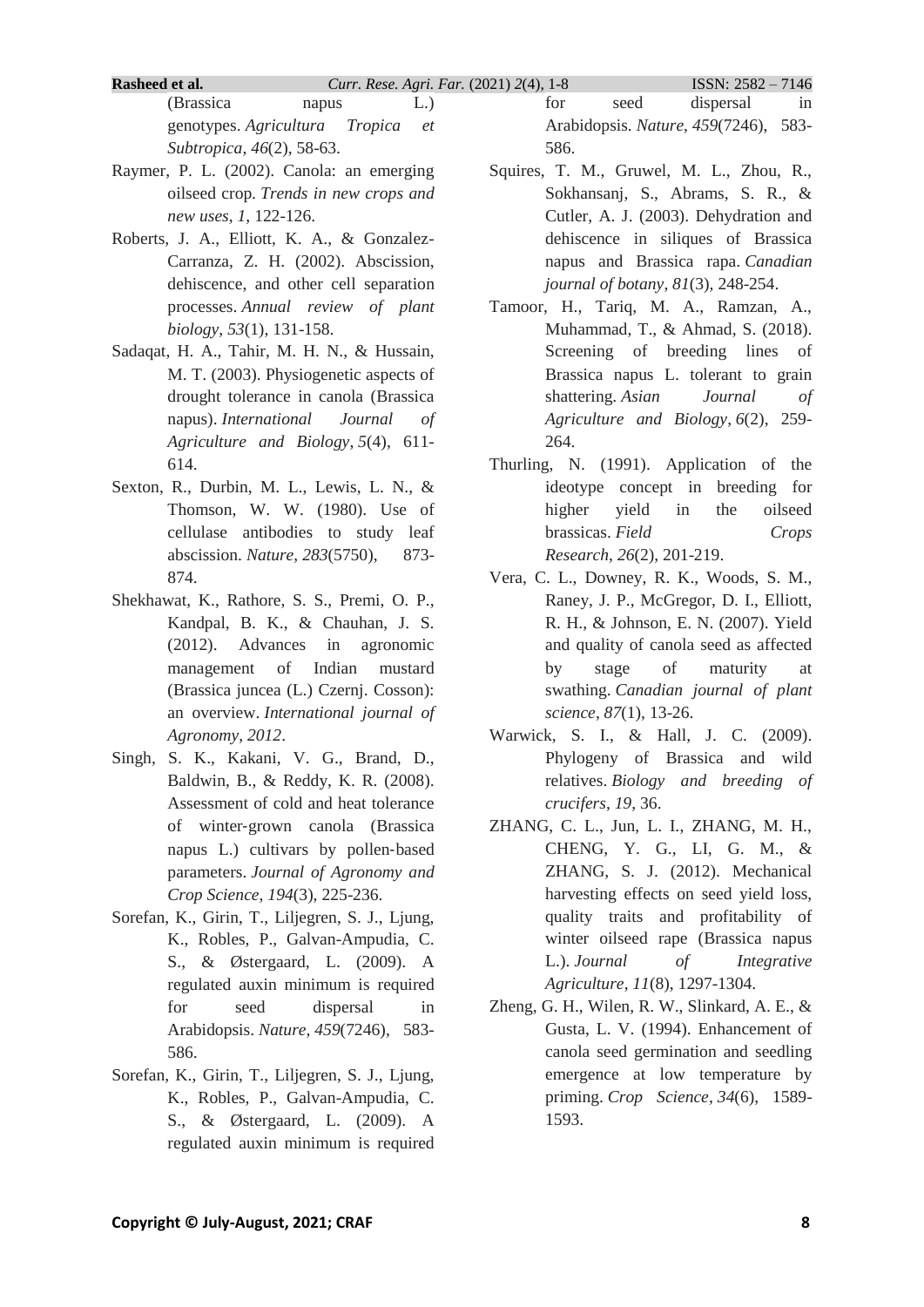(Brassica napus L.) genotypes. *Agricultura Tropica et Subtropica*, *46*(2), 58-63.

Raymer, P. L. (2002). Canola: an emerging oilseed crop. *Trends in new crops and new uses*, *1*, 122-126.

Roberts, J. A., Elliott, K. A., & Gonzalez-Carranza, Z. H. (2002). Abscission, dehiscence, and other cell separation processes. *Annual review of plant biology*, *53*(1), 131-158.

Sadaqat, H. A., Tahir, M. H. N., & Hussain, M. T. (2003). Physiogenetic aspects of drought tolerance in canola (Brassica napus). *International Journal of Agriculture and Biology*, *5*(4), 611-614.

Sexton, R., Durbin, M. L., Lewis, L. N., & Thomson, W. W. (1980). Use of cellulase antibodies to study leaf abscission. *Nature*, *283*(5750), 873-874.

Shekhawat, K., Rathore, S. S., Premi, O. P., Kandpal, B. K., & Chauhan, J. S. (2012). Advances in agronomic management of Indian mustard (Brassica juncea (L.) Czernj. Cosson): an overview. *International journal of Agronomy*, *2012*.

Singh, S. K., Kakani, V. G., Brand, D., Baldwin, B., & Reddy, K. R. (2008). Assessment of cold and heat tolerance of winter‐grown canola (Brassica napus L.) cultivars by pollen‐based parameters. *Journal of Agronomy and Crop Science*, *194*(3), 225-236.

Sorefan, K., Girin, T., Liljegren, S. J., Ljung, K., Robles, P., Galvan-Ampudia, C. S., & Østergaard, L. (2009). A regulated auxin minimum is required for seed dispersal in Arabidopsis. *Nature*, *459*(7246), 583-586.

Sorefan, K., Girin, T., Liljegren, S. J., Ljung, K., Robles, P., Galvan-Ampudia, C. S., & Østergaard, L. (2009). A regulated auxin minimum is required for seed dispersal in Arabidopsis. *Nature*, *459*(7246), 583-586.

Squires, T. M., Gruwel, M. L., Zhou, R., Sokhansanj, S., Abrams, S. R., & Cutler, A. J. (2003). Dehydration and dehiscence in siliques of Brassica napus and Brassica rapa. *Canadian journal of botany*, *81*(3), 248-254.

Tamoor, H., Tariq, M. A., Ramzan, A., Muhammad, T., & Ahmad, S. (2018). Screening of breeding lines of Brassica napus L. tolerant to grain shattering. *Asian Journal of Agriculture and Biology*, *6*(2), 259-264.

Thurling, N. (1991). Application of the ideotype concept in breeding for higher yield in the oilseed brassicas. *Field Crops Research*, *26*(2), 201-219.

Vera, C. L., Downey, R. K., Woods, S. M., Raney, J. P., McGregor, D. I., Elliott, R. H., & Johnson, E. N. (2007). Yield and quality of canola seed as affected by stage of maturity at swathing. *Canadian journal of plant science*, *87*(1), 13-26.

Warwick, S. I., & Hall, J. C. (2009). Phylogeny of Brassica and wild relatives. *Biology and breeding of crucifers*, *19*, 36.

ZHANG, C. L., Jun, L. I., ZHANG, M. H., CHENG, Y. G., LI, G. M., & ZHANG, S. J. (2012). Mechanical harvesting effects on seed yield loss, quality traits and profitability of winter oilseed rape (Brassica napus L.). *Journal of Integrative Agriculture*, *11*(8), 1297-1304.

Zheng, G. H., Wilen, R. W., Slinkard, A. E., & Gusta, L. V. (1994). Enhancement of canola seed germination and seedling emergence at low temperature by priming. *Crop Science*, *34*(6), 1589-1593.